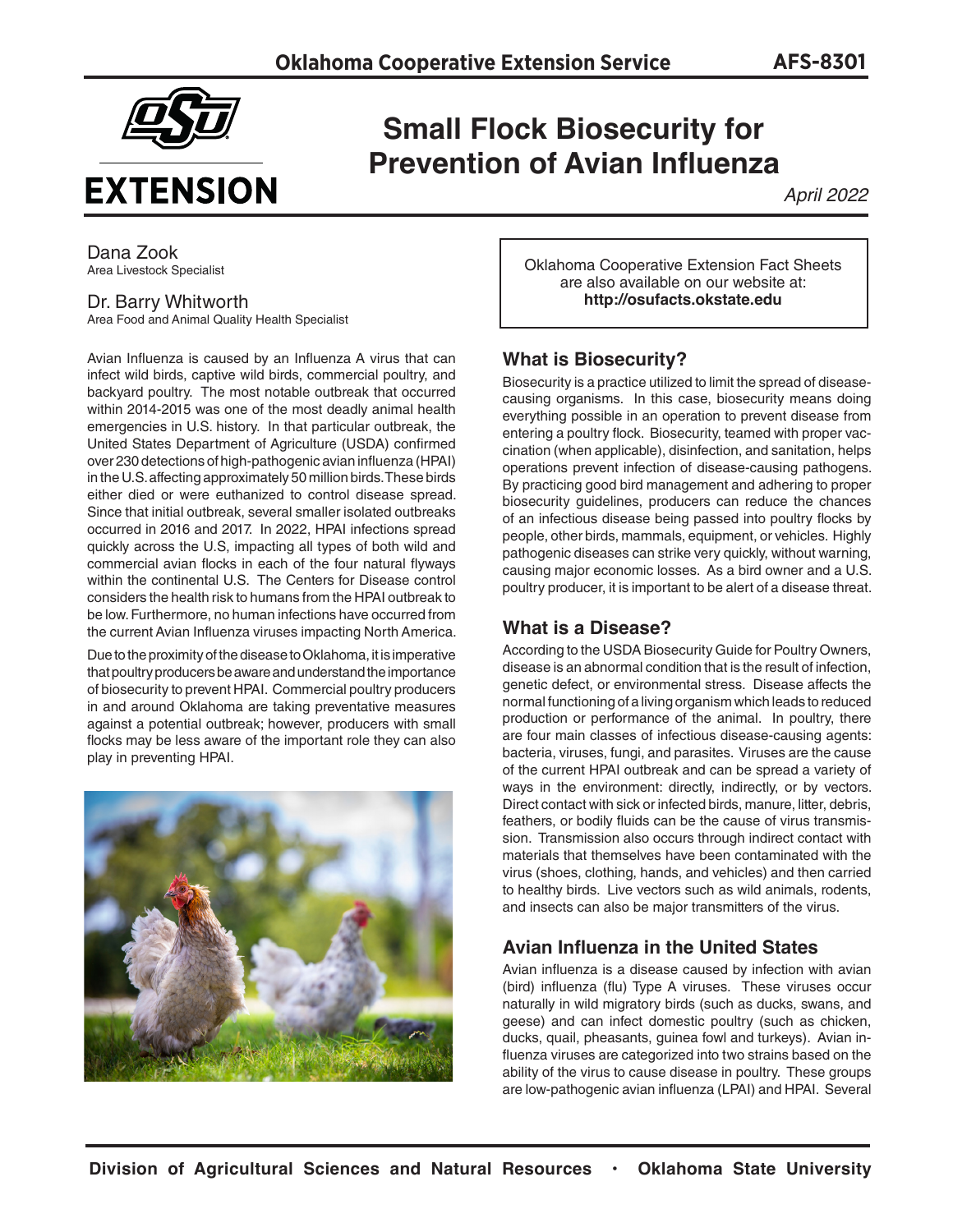# Small Flock Biosecurity for Prevention of Avian Influenza

*April 2022*

Dana Zook
Area Livestock Specialist

Dr. Barry Whitworth
Area Food and Animal Quality Health Specialist

Oklahoma Cooperative Extension Fact Sheets are also available on our website at:
**http://osufacts.okstate.edu**

Avian Influenza is caused by an Influenza A virus that can infect wild birds, captive wild birds, commercial poultry, and backyard poultry. The most notable outbreak that occurred within 2014-2015 was one of the most deadly animal health emergencies in U.S. history. In that particular outbreak, the United States Department of Agriculture (USDA) confirmed over 230 detections of high-pathogenic avian influenza (HPAI) in the U.S. affecting approximately 50 million birds. These birds either died or were euthanized to control disease spread. Since that initial outbreak, several smaller isolated outbreaks occurred in 2016 and 2017. In 2022, HPAI infections spread quickly across the U.S, impacting all types of both wild and commercial avian flocks in each of the four natural flyways within the continental U.S. The Centers for Disease control considers the health risk to humans from the HPAI outbreak to be low. Furthermore, no human infections have occurred from the current Avian Influenza viruses impacting North America.

Due to the proximity of the disease to Oklahoma, it is imperative that poultry producers be aware and understand the importance of biosecurity to prevent HPAI. Commercial poultry producers in and around Oklahoma are taking preventative measures against a potential outbreak; however, producers with small flocks may be less aware of the important role they can also play in preventing HPAI.

## What is Biosecurity?

Biosecurity is a practice utilized to limit the spread of disease-causing organisms. In this case, biosecurity means doing everything possible in an operation to prevent disease from entering a poultry flock. Biosecurity, teamed with proper vaccination (when applicable), disinfection, and sanitation, helps operations prevent infection of disease-causing pathogens. By practicing good bird management and adhering to proper biosecurity guidelines, producers can reduce the chances of an infectious disease being passed into poultry flocks by people, other birds, mammals, equipment, or vehicles. Highly pathogenic diseases can strike very quickly, without warning, causing major economic losses. As a bird owner and a U.S. poultry producer, it is important to be alert of a disease threat.

## What is a Disease?

According to the USDA Biosecurity Guide for Poultry Owners, disease is an abnormal condition that is the result of infection, genetic defect, or environmental stress. Disease affects the normal functioning of a living organism which leads to reduced production or performance of the animal. In poultry, there are four main classes of infectious disease-causing agents: bacteria, viruses, fungi, and parasites. Viruses are the cause of the current HPAI outbreak and can be spread a variety of ways in the environment: directly, indirectly, or by vectors. Direct contact with sick or infected birds, manure, litter, debris, feathers, or bodily fluids can be the cause of virus transmission. Transmission also occurs through indirect contact with materials that themselves have been contaminated with the virus (shoes, clothing, hands, and vehicles) and then carried to healthy birds. Live vectors such as wild animals, rodents, and insects can also be major transmitters of the virus.

## Avian Influenza in the United States

Avian influenza is a disease caused by infection with avian (bird) influenza (flu) Type A viruses. These viruses occur naturally in wild migratory birds (such as ducks, swans, and geese) and can infect domestic poultry (such as chicken, ducks, quail, pheasants, guinea fowl and turkeys). Avian influenza viruses are categorized into two strains based on the ability of the virus to cause disease in poultry. These groups are low-pathogenic avian influenza (LPAI) and HPAI. Several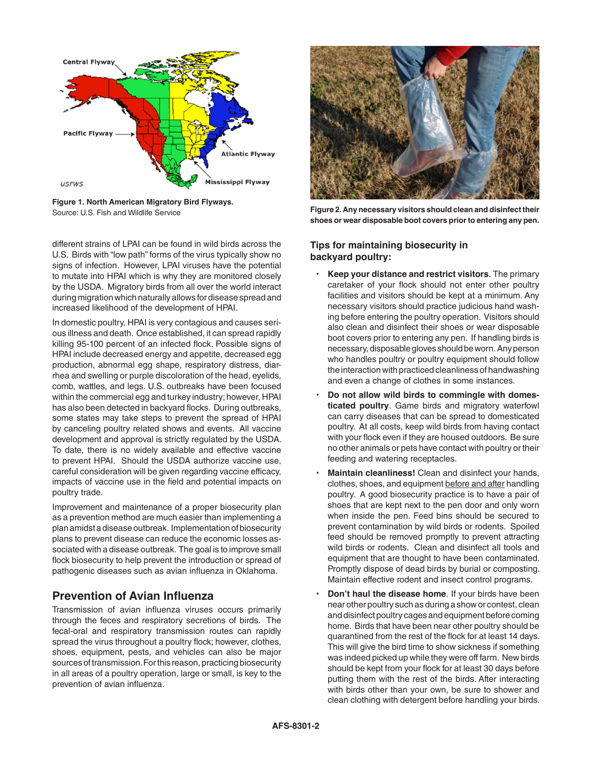Figure 1. North American Migratory Bird Flyways.
Source: U.S. Fish and Wildlife Service

Figure 2. Any necessary visitors should clean and disinfect their shoes or wear disposable boot covers prior to entering any pen.

different strains of LPAI can be found in wild birds across the U.S. Birds with "low path" forms of the virus typically show no signs of infection. However, LPAI viruses have the potential to mutate into HPAI which is why they are monitored closely by the USDA. Migratory birds from all over the world interact during migration which naturally allows for disease spread and increased likelihood of the development of HPAI.

In domestic poultry, HPAI is very contagious and causes serious illness and death. Once established, it can spread rapidly killing 95-100 percent of an infected flock. Possible signs of HPAI include decreased energy and appetite, decreased egg production, abnormal egg shape, respiratory distress, diarrhea and swelling or purple discoloration of the head, eyelids, comb, wattles, and legs. U.S. outbreaks have been focused within the commercial egg and turkey industry; however, HPAI has also been detected in backyard flocks. During outbreaks, some states may take steps to prevent the spread of HPAI by canceling poultry related shows and events. All vaccine development and approval is strictly regulated by the USDA. To date, there is no widely available and effective vaccine to prevent HPAI. Should the USDA authorize vaccine use, careful consideration will be given regarding vaccine efficacy, impacts of vaccine use in the field and potential impacts on poultry trade.

Improvement and maintenance of a proper biosecurity plan as a prevention method are much easier than implementing a plan amidst a disease outbreak. Implementation of biosecurity plans to prevent disease can reduce the economic losses associated with a disease outbreak. The goal is to improve small flock biosecurity to help prevent the introduction or spread of pathogenic diseases such as avian influenza in Oklahoma.

## Prevention of Avian Influenza

Transmission of avian influenza viruses occurs primarily through the feces and respiratory secretions of birds. The fecal-oral and respiratory transmission routes can rapidly spread the virus throughout a poultry flock; however, clothes, shoes, equipment, pests, and vehicles can also be major sources of transmission. For this reason, practicing biosecurity in all areas of a poultry operation, large or small, is key to the prevention of avian influenza.

### Tips for maintaining biosecurity in backyard poultry:

- **Keep your distance and restrict visitors**. The primary caretaker of your flock should not enter other poultry facilities and visitors should be kept at a minimum. Any necessary visitors should practice judicious hand washing before entering the poultry operation. Visitors should also clean and disinfect their shoes or wear disposable boot covers prior to entering any pen. If handling birds is necessary, disposable gloves should be worn. Any person who handles poultry or poultry equipment should follow the interaction with practiced cleanliness of handwashing and even a change of clothes in some instances.
- **Do not allow wild birds to commingle with domesticated poultry**. Game birds and migratory waterfowl can carry diseases that can be spread to domesticated poultry. At all costs, keep wild birds from having contact with your flock even if they are housed outdoors. Be sure no other animals or pets have contact with poultry or their feeding and watering receptacles.
- **Maintain cleanliness!** Clean and disinfect your hands, clothes, shoes, and equipment before and after handling poultry. A good biosecurity practice is to have a pair of shoes that are kept next to the pen door and only worn when inside the pen. Feed bins should be secured to prevent contamination by wild birds or rodents. Spoiled feed should be removed promptly to prevent attracting wild birds or rodents. Clean and disinfect all tools and equipment that are thought to have been contaminated. Promptly dispose of dead birds by burial or composting. Maintain effective rodent and insect control programs.
- **Don't haul the disease home**. If your birds have been near other poultry such as during a show or contest, clean and disinfect poultry cages and equipment before coming home. Birds that have been near other poultry should be quarantined from the rest of the flock for at least 14 days. This will give the bird time to show sickness if something was indeed picked up while they were off farm. New birds should be kept from your flock for at least 30 days before putting them with the rest of the birds. After interacting with birds other than your own, be sure to shower and clean clothing with detergent before handling your birds.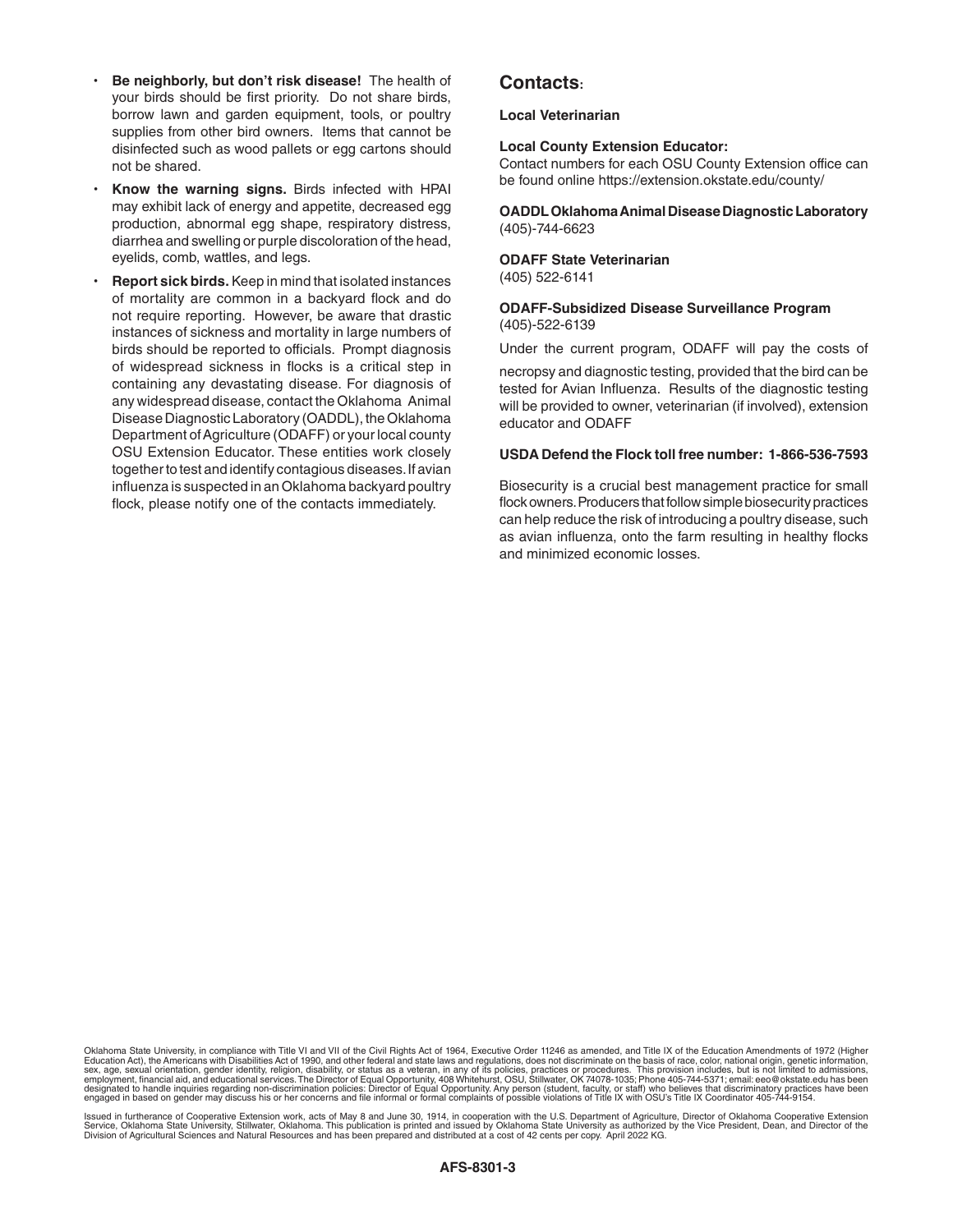- **Be neighborly, but don't risk disease!** The health of your birds should be first priority. Do not share birds, borrow lawn and garden equipment, tools, or poultry supplies from other bird owners. Items that cannot be disinfected such as wood pallets or egg cartons should not be shared.
- **Know the warning signs.** Birds infected with HPAI may exhibit lack of energy and appetite, decreased egg production, abnormal egg shape, respiratory distress, diarrhea and swelling or purple discoloration of the head, eyelids, comb, wattles, and legs.
- **Report sick birds.** Keep in mind that isolated instances of mortality are common in a backyard flock and do not require reporting. However, be aware that drastic instances of sickness and mortality in large numbers of birds should be reported to officials. Prompt diagnosis of widespread sickness in flocks is a critical step in containing any devastating disease. For diagnosis of any widespread disease, contact the Oklahoma Animal Disease Diagnostic Laboratory (OADDL), the Oklahoma Department of Agriculture (ODAFF) or your local county OSU Extension Educator. These entities work closely together to test and identify contagious diseases. If avian influenza is suspected in an Oklahoma backyard poultry flock, please notify one of the contacts immediately.

## Contacts:

**Local Veterinarian**

**Local County Extension Educator:**
Contact numbers for each OSU County Extension office can be found online https://extension.okstate.edu/county/

**OADDL Oklahoma Animal Disease Diagnostic Laboratory**
(405)-744-6623

**ODAFF State Veterinarian**
(405) 522-6141

**ODAFF-Subsidized Disease Surveillance Program**
(405)-522-6139

Under the current program, ODAFF will pay the costs of necropsy and diagnostic testing, provided that the bird can be tested for Avian Influenza. Results of the diagnostic testing will be provided to owner, veterinarian (if involved), extension educator and ODAFF

**USDA Defend the Flock toll free number: 1-866-536-7593**

Biosecurity is a crucial best management practice for small flock owners. Producers that follow simple biosecurity practices can help reduce the risk of introducing a poultry disease, such as avian influenza, onto the farm resulting in healthy flocks and minimized economic losses.

Oklahoma State University, in compliance with Title VI and VII of the Civil Rights Act of 1964, Executive Order 11246 as amended, and Title IX of the Education Amendments of 1972 (Higher Education Act), the Americans with Disabilities Act of 1990, and other federal and state laws and regulations, does not discriminate on the basis of race, color, national origin, genetic information, sex, age, sexual orientation, gender identity, religion, disability, or status as a veteran, in any of its policies, practices or procedures. This provision includes, but is not limited to admissions, employment, financial aid, and educational services. The Director of Equal Opportunity, 408 Whitehurst, OSU, Stillwater, OK 74078-1035; Phone 405-744-5371; email: eeo@okstate.edu has been designated to handle inquiries regarding non-discrimination policies: Director of Equal Opportunity. Any person (student, faculty, or staff) who believes that discriminatory practices have been engaged in based on gender may discuss his or her concerns and file informal or formal complaints of possible violations of Title IX with OSU's Title IX Coordinator 405-744-9154.

Issued in furtherance of Cooperative Extension work, acts of May 8 and June 30, 1914, in cooperation with the U.S. Department of Agriculture, Director of Oklahoma Cooperative Extension Service, Oklahoma State University, Stillwater, Oklahoma. This publication is printed and issued by Oklahoma State University as authorized by the Vice President, Dean, and Director of the Division of Agricultural Sciences and Natural Resources and has been prepared and distributed at a cost of 42 cents per copy. April 2022 KG.